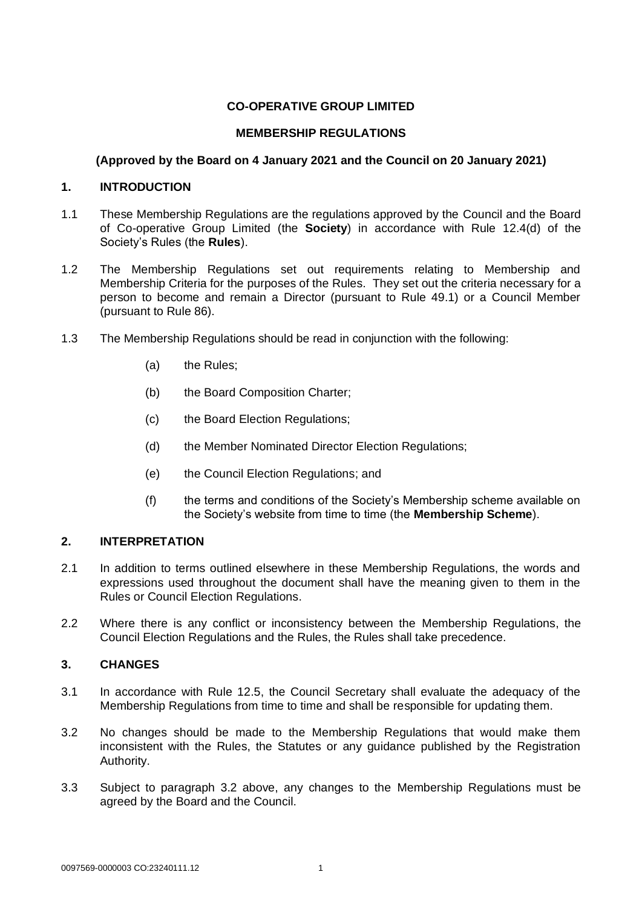# CO-OPERATIVE GROUP LIMITED

## MEMBERSHIP REGULATIONS

**(Approved by the Board on 4 January 2021 and the Council on 20 January 2021)**

## 1. INTRODUCTION

1.1 These Membership Regulations are the regulations approved by the Council and the Board of Co-operative Group Limited (the **Society**) in accordance with Rule 12.4(d) of the Society's Rules (the **Rules**).

1.2 The Membership Regulations set out requirements relating to Membership and Membership Criteria for the purposes of the Rules. They set out the criteria necessary for a person to become and remain a Director (pursuant to Rule 49.1) or a Council Member (pursuant to Rule 86).

1.3 The Membership Regulations should be read in conjunction with the following:

- (a) the Rules;
- (b) the Board Composition Charter;
- (c) the Board Election Regulations;
- (d) the Member Nominated Director Election Regulations;
- (e) the Council Election Regulations; and
- (f) the terms and conditions of the Society's Membership scheme available on the Society's website from time to time (the **Membership Scheme**).

## 2. INTERPRETATION

2.1 In addition to terms outlined elsewhere in these Membership Regulations, the words and expressions used throughout the document shall have the meaning given to them in the Rules or Council Election Regulations.

2.2 Where there is any conflict or inconsistency between the Membership Regulations, the Council Election Regulations and the Rules, the Rules shall take precedence.

## 3. CHANGES

3.1 In accordance with Rule 12.5, the Council Secretary shall evaluate the adequacy of the Membership Regulations from time to time and shall be responsible for updating them.

3.2 No changes should be made to the Membership Regulations that would make them inconsistent with the Rules, the Statutes or any guidance published by the Registration Authority.

3.3 Subject to paragraph 3.2 above, any changes to the Membership Regulations must be agreed by the Board and the Council.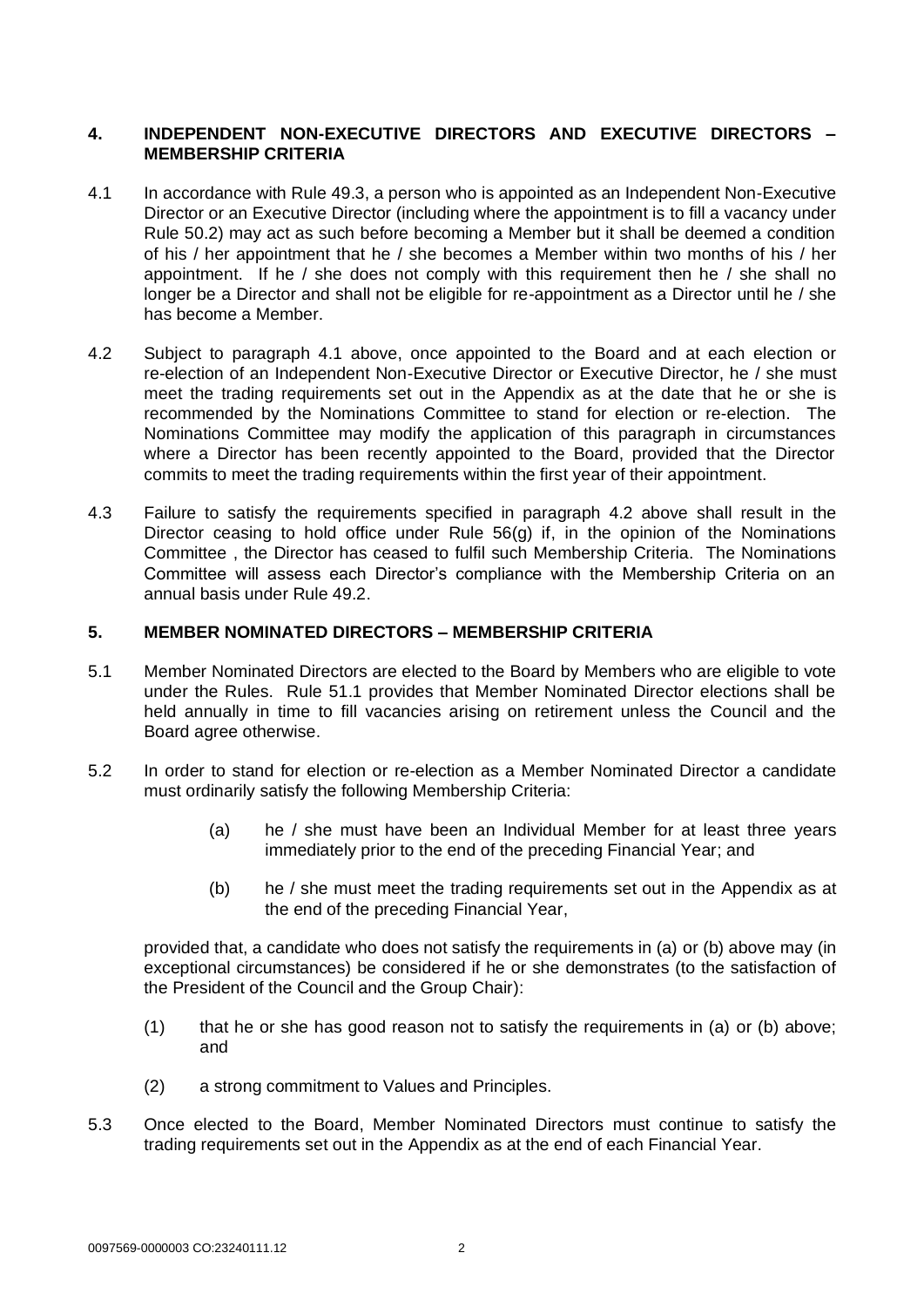## 4. INDEPENDENT NON-EXECUTIVE DIRECTORS AND EXECUTIVE DIRECTORS – MEMBERSHIP CRITERIA

4.1 In accordance with Rule 49.3, a person who is appointed as an Independent Non-Executive Director or an Executive Director (including where the appointment is to fill a vacancy under Rule 50.2) may act as such before becoming a Member but it shall be deemed a condition of his / her appointment that he / she becomes a Member within two months of his / her appointment. If he / she does not comply with this requirement then he / she shall no longer be a Director and shall not be eligible for re-appointment as a Director until he / she has become a Member.

4.2 Subject to paragraph 4.1 above, once appointed to the Board and at each election or re-election of an Independent Non-Executive Director or Executive Director, he / she must meet the trading requirements set out in the Appendix as at the date that he or she is recommended by the Nominations Committee to stand for election or re-election. The Nominations Committee may modify the application of this paragraph in circumstances where a Director has been recently appointed to the Board, provided that the Director commits to meet the trading requirements within the first year of their appointment.

4.3 Failure to satisfy the requirements specified in paragraph 4.2 above shall result in the Director ceasing to hold office under Rule 56(g) if, in the opinion of the Nominations Committee , the Director has ceased to fulfil such Membership Criteria. The Nominations Committee will assess each Director's compliance with the Membership Criteria on an annual basis under Rule 49.2.

## 5. MEMBER NOMINATED DIRECTORS – MEMBERSHIP CRITERIA

5.1 Member Nominated Directors are elected to the Board by Members who are eligible to vote under the Rules. Rule 51.1 provides that Member Nominated Director elections shall be held annually in time to fill vacancies arising on retirement unless the Council and the Board agree otherwise.

5.2 In order to stand for election or re-election as a Member Nominated Director a candidate must ordinarily satisfy the following Membership Criteria:

(a) he / she must have been an Individual Member for at least three years immediately prior to the end of the preceding Financial Year; and

(b) he / she must meet the trading requirements set out in the Appendix as at the end of the preceding Financial Year,

provided that, a candidate who does not satisfy the requirements in (a) or (b) above may (in exceptional circumstances) be considered if he or she demonstrates (to the satisfaction of the President of the Council and the Group Chair):

(1) that he or she has good reason not to satisfy the requirements in (a) or (b) above; and

(2) a strong commitment to Values and Principles.

5.3 Once elected to the Board, Member Nominated Directors must continue to satisfy the trading requirements set out in the Appendix as at the end of each Financial Year.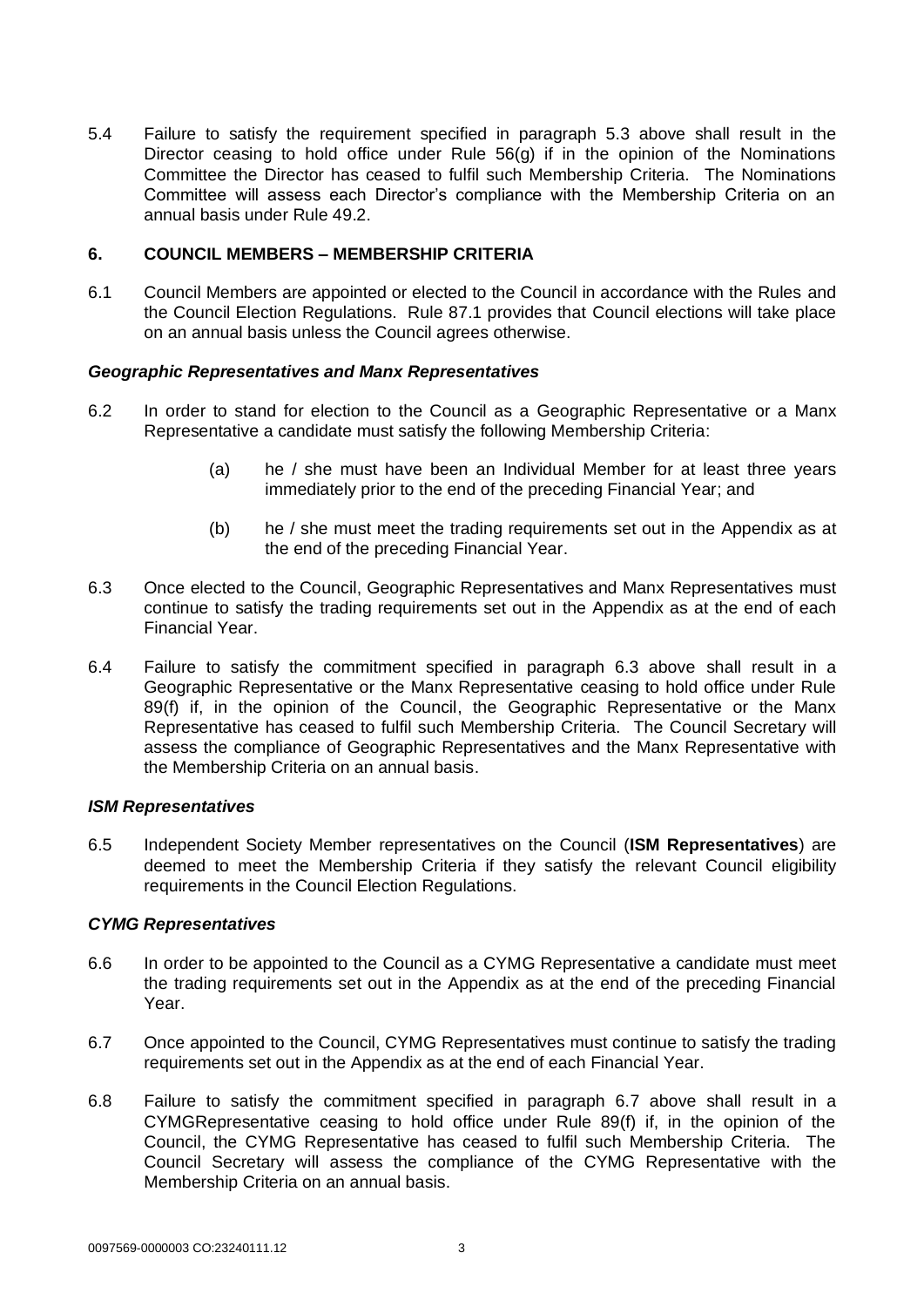5.4 Failure to satisfy the requirement specified in paragraph 5.3 above shall result in the Director ceasing to hold office under Rule 56(g) if in the opinion of the Nominations Committee the Director has ceased to fulfil such Membership Criteria. The Nominations Committee will assess each Director's compliance with the Membership Criteria on an annual basis under Rule 49.2.

## 6. COUNCIL MEMBERS – MEMBERSHIP CRITERIA

6.1 Council Members are appointed or elected to the Council in accordance with the Rules and the Council Election Regulations. Rule 87.1 provides that Council elections will take place on an annual basis unless the Council agrees otherwise.

### *Geographic Representatives and Manx Representatives*

6.2 In order to stand for election to the Council as a Geographic Representative or a Manx Representative a candidate must satisfy the following Membership Criteria:

(a) he / she must have been an Individual Member for at least three years immediately prior to the end of the preceding Financial Year; and

(b) he / she must meet the trading requirements set out in the Appendix as at the end of the preceding Financial Year.

6.3 Once elected to the Council, Geographic Representatives and Manx Representatives must continue to satisfy the trading requirements set out in the Appendix as at the end of each Financial Year.

6.4 Failure to satisfy the commitment specified in paragraph 6.3 above shall result in a Geographic Representative or the Manx Representative ceasing to hold office under Rule 89(f) if, in the opinion of the Council, the Geographic Representative or the Manx Representative has ceased to fulfil such Membership Criteria. The Council Secretary will assess the compliance of Geographic Representatives and the Manx Representative with the Membership Criteria on an annual basis.

### *ISM Representatives*

6.5 Independent Society Member representatives on the Council (**ISM Representatives**) are deemed to meet the Membership Criteria if they satisfy the relevant Council eligibility requirements in the Council Election Regulations.

### *CYMG Representatives*

6.6 In order to be appointed to the Council as a CYMG Representative a candidate must meet the trading requirements set out in the Appendix as at the end of the preceding Financial Year.

6.7 Once appointed to the Council, CYMG Representatives must continue to satisfy the trading requirements set out in the Appendix as at the end of each Financial Year.

6.8 Failure to satisfy the commitment specified in paragraph 6.7 above shall result in a CYMGRepresentative ceasing to hold office under Rule 89(f) if, in the opinion of the Council, the CYMG Representative has ceased to fulfil such Membership Criteria. The Council Secretary will assess the compliance of the CYMG Representative with the Membership Criteria on an annual basis.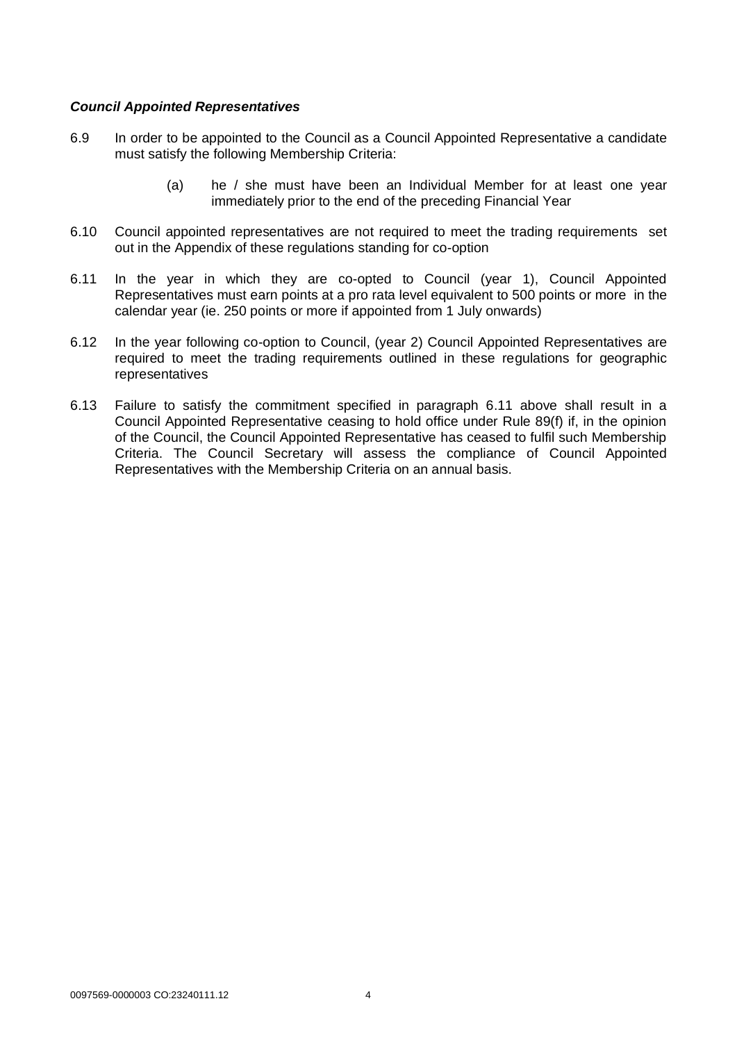***Council Appointed Representatives***

6.9 In order to be appointed to the Council as a Council Appointed Representative a candidate must satisfy the following Membership Criteria:

(a) he / she must have been an Individual Member for at least one year immediately prior to the end of the preceding Financial Year

6.10 Council appointed representatives are not required to meet the trading requirements set out in the Appendix of these regulations standing for co-option

6.11 In the year in which they are co-opted to Council (year 1), Council Appointed Representatives must earn points at a pro rata level equivalent to 500 points or more in the calendar year (ie. 250 points or more if appointed from 1 July onwards)

6.12 In the year following co-option to Council, (year 2) Council Appointed Representatives are required to meet the trading requirements outlined in these regulations for geographic representatives

6.13 Failure to satisfy the commitment specified in paragraph 6.11 above shall result in a Council Appointed Representative ceasing to hold office under Rule 89(f) if, in the opinion of the Council, the Council Appointed Representative has ceased to fulfil such Membership Criteria. The Council Secretary will assess the compliance of Council Appointed Representatives with the Membership Criteria on an annual basis.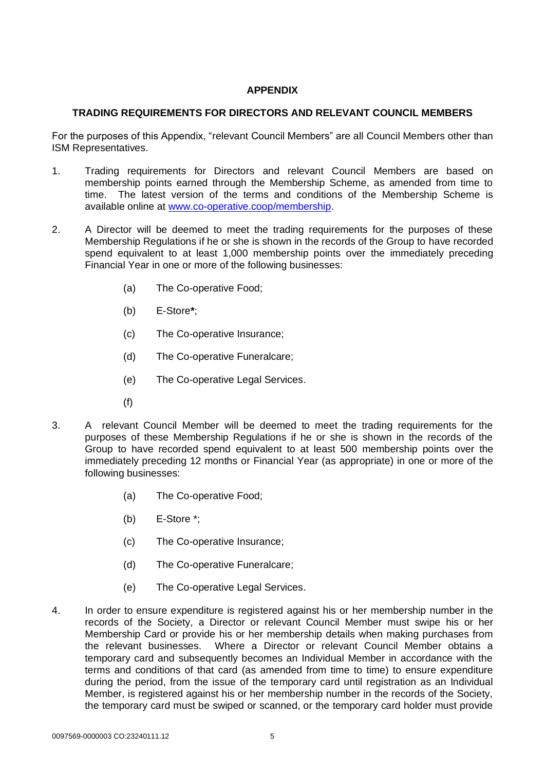**APPENDIX**

**TRADING REQUIREMENTS FOR DIRECTORS AND RELEVANT COUNCIL MEMBERS**

For the purposes of this Appendix, "relevant Council Members" are all Council Members other than ISM Representatives.

1. Trading requirements for Directors and relevant Council Members are based on membership points earned through the Membership Scheme, as amended from time to time. The latest version of the terms and conditions of the Membership Scheme is available online at www.co-operative.coop/membership.

2. A Director will be deemed to meet the trading requirements for the purposes of these Membership Regulations if he or she is shown in the records of the Group to have recorded spend equivalent to at least 1,000 membership points over the immediately preceding Financial Year in one or more of the following businesses:

   (a) The Co-operative Food;

   (b) E-Store**\***;

   (c) The Co-operative Insurance;

   (d) The Co-operative Funeralcare;

   (e) The Co-operative Legal Services.

   (f)

3. A relevant Council Member will be deemed to meet the trading requirements for the purposes of these Membership Regulations if he or she is shown in the records of the Group to have recorded spend equivalent to at least 500 membership points over the immediately preceding 12 months or Financial Year (as appropriate) in one or more of the following businesses:

   (a) The Co-operative Food;

   (b) E-Store *;

   (c) The Co-operative Insurance;

   (d) The Co-operative Funeralcare;

   (e) The Co-operative Legal Services.

4. In order to ensure expenditure is registered against his or her membership number in the records of the Society, a Director or relevant Council Member must swipe his or her Membership Card or provide his or her membership details when making purchases from the relevant businesses. Where a Director or relevant Council Member obtains a temporary card and subsequently becomes an Individual Member in accordance with the terms and conditions of that card (as amended from time to time) to ensure expenditure during the period, from the issue of the temporary card until registration as an Individual Member, is registered against his or her membership number in the records of the Society, the temporary card must be swiped or scanned, or the temporary card holder must provide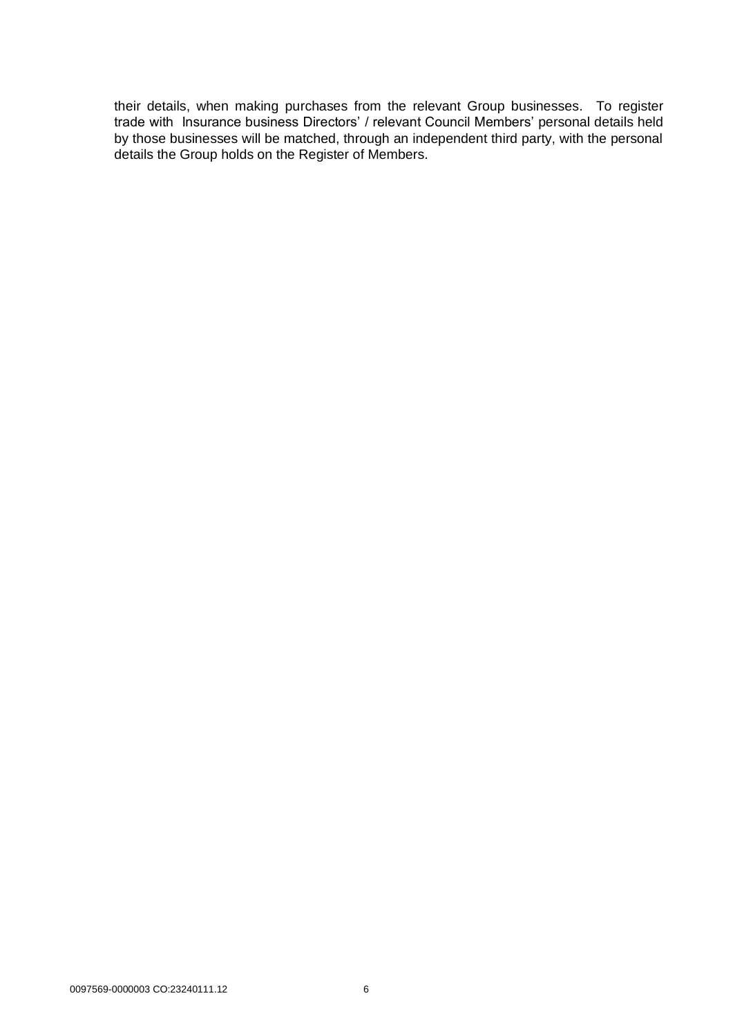their details, when making purchases from the relevant Group businesses. To register trade with Insurance business Directors' / relevant Council Members' personal details held by those businesses will be matched, through an independent third party, with the personal details the Group holds on the Register of Members.